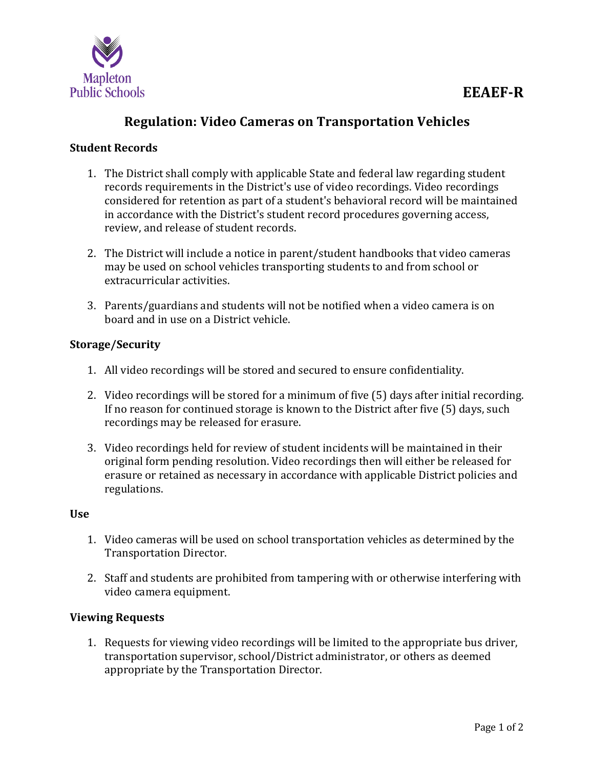# EEAEF-R

## Regulation: Video Cameras on Transportation Vehicles

### Student Records

1. The District shall comply with applicable State and federal law regarding student records requirements in the District's use of video recordings. Video recordings considered for retention as part of a student's behavioral record will be maintained in accordance with the District's student record procedures governing access, review, and release of student records.

2. The District will include a notice in parent/student handbooks that video cameras may be used on school vehicles transporting students to and from school or extracurricular activities.

3. Parents/guardians and students will not be notified when a video camera is on board and in use on a District vehicle.

### Storage/Security

1. All video recordings will be stored and secured to ensure confidentiality.

2. Video recordings will be stored for a minimum of five (5) days after initial recording. If no reason for continued storage is known to the District after five (5) days, such recordings may be released for erasure.

3. Video recordings held for review of student incidents will be maintained in their original form pending resolution. Video recordings then will either be released for erasure or retained as necessary in accordance with applicable District policies and regulations.

### Use

1. Video cameras will be used on school transportation vehicles as determined by the Transportation Director.

2. Staff and students are prohibited from tampering with or otherwise interfering with video camera equipment.

### Viewing Requests

1. Requests for viewing video recordings will be limited to the appropriate bus driver, transportation supervisor, school/District administrator, or others as deemed appropriate by the Transportation Director.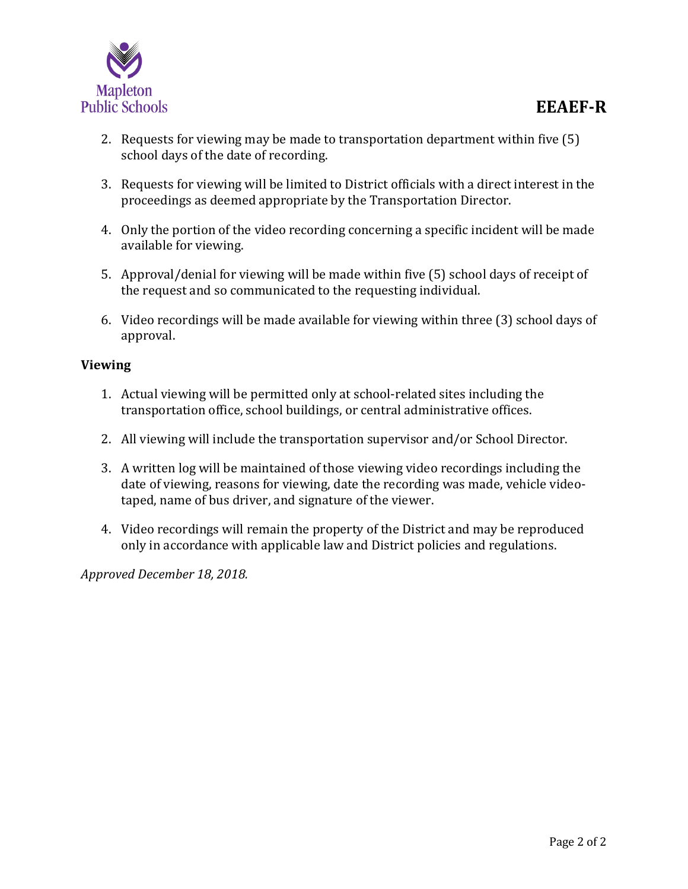2. Requests for viewing may be made to transportation department within five (5) school days of the date of recording.

3. Requests for viewing will be limited to District officials with a direct interest in the proceedings as deemed appropriate by the Transportation Director.

4. Only the portion of the video recording concerning a specific incident will be made available for viewing.

5. Approval/denial for viewing will be made within five (5) school days of receipt of the request and so communicated to the requesting individual.

6. Video recordings will be made available for viewing within three (3) school days of approval.

**Viewing**

1. Actual viewing will be permitted only at school-related sites including the transportation office, school buildings, or central administrative offices.

2. All viewing will include the transportation supervisor and/or School Director.

3. A written log will be maintained of those viewing video recordings including the date of viewing, reasons for viewing, date the recording was made, vehicle video-taped, name of bus driver, and signature of the viewer.

4. Video recordings will remain the property of the District and may be reproduced only in accordance with applicable law and District policies and regulations.

*Approved December 18, 2018.*